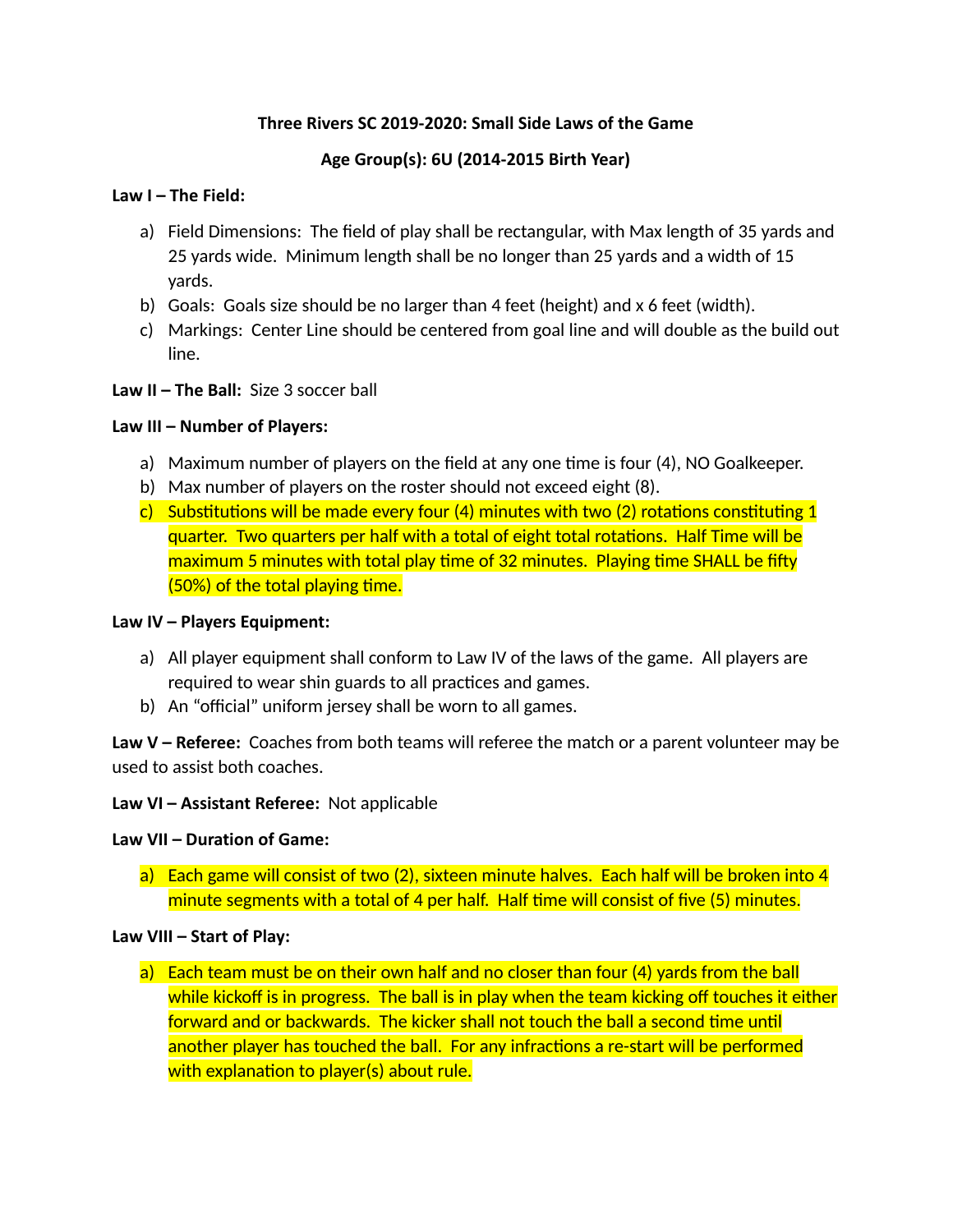**Three Rivers SC 2019-2020: Small Side Laws of the Game**

**Age Group(s): 6U (2014-2015 Birth Year)**

**Law I – The Field:**

a) Field Dimensions: The field of play shall be rectangular, with Max length of 35 yards and 25 yards wide. Minimum length shall be no longer than 25 yards and a width of 15 yards.
b) Goals: Goals size should be no larger than 4 feet (height) and x 6 feet (width).
c) Markings: Center Line should be centered from goal line and will double as the build out line.

**Law II – The Ball:** Size 3 soccer ball

**Law III – Number of Players:**

a) Maximum number of players on the field at any one time is four (4), NO Goalkeeper.
b) Max number of players on the roster should not exceed eight (8).
c) Substitutions will be made every four (4) minutes with two (2) rotations constituting 1 quarter. Two quarters per half with a total of eight total rotations. Half Time will be maximum 5 minutes with total play time of 32 minutes. Playing time SHALL be fifty (50%) of the total playing time.

**Law IV – Players Equipment:**

a) All player equipment shall conform to Law IV of the laws of the game. All players are required to wear shin guards to all practices and games.
b) An "official" uniform jersey shall be worn to all games.

**Law V – Referee:** Coaches from both teams will referee the match or a parent volunteer may be used to assist both coaches.

**Law VI – Assistant Referee:** Not applicable

**Law VII – Duration of Game:**

a) Each game will consist of two (2), sixteen minute halves. Each half will be broken into 4 minute segments with a total of 4 per half. Half time will consist of five (5) minutes.

**Law VIII – Start of Play:**

a) Each team must be on their own half and no closer than four (4) yards from the ball while kickoff is in progress. The ball is in play when the team kicking off touches it either forward and or backwards. The kicker shall not touch the ball a second time until another player has touched the ball. For any infractions a re-start will be performed with explanation to player(s) about rule.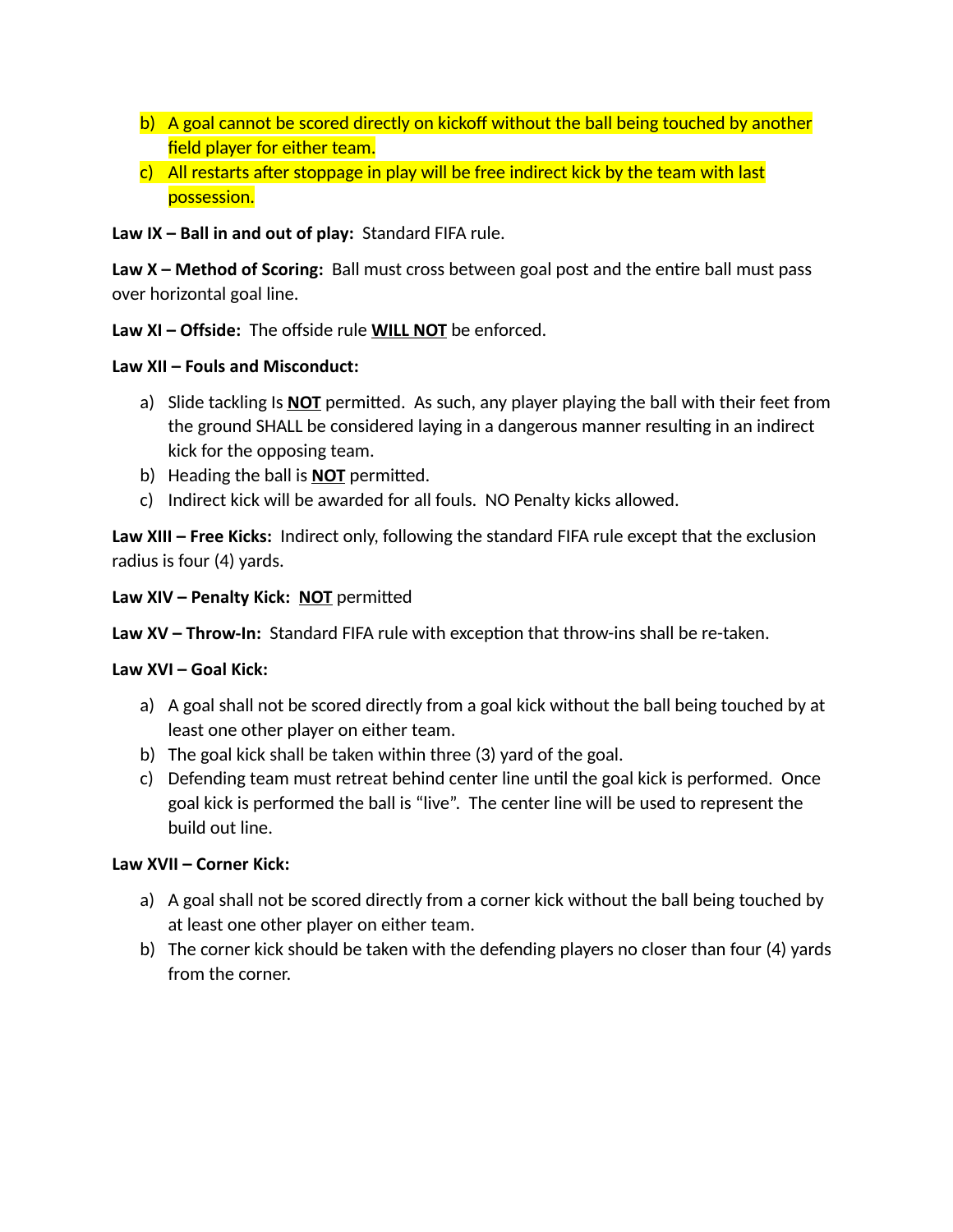b) A goal cannot be scored directly on kickoff without the ball being touched by another field player for either team.
c) All restarts after stoppage in play will be free indirect kick by the team with last possession.

**Law IX – Ball in and out of play:** Standard FIFA rule.

**Law X – Method of Scoring:** Ball must cross between goal post and the entire ball must pass over horizontal goal line.

**Law XI – Offside:** The offside rule **WILL NOT** be enforced.

**Law XII – Fouls and Misconduct:**

a) Slide tackling Is **NOT** permitted. As such, any player playing the ball with their feet from the ground SHALL be considered laying in a dangerous manner resulting in an indirect kick for the opposing team.
b) Heading the ball is **NOT** permitted.
c) Indirect kick will be awarded for all fouls. NO Penalty kicks allowed.

**Law XIII – Free Kicks:** Indirect only, following the standard FIFA rule except that the exclusion radius is four (4) yards.

**Law XIV – Penalty Kick:** **NOT** permitted

**Law XV – Throw-In:** Standard FIFA rule with exception that throw-ins shall be re-taken.

**Law XVI – Goal Kick:**

a) A goal shall not be scored directly from a goal kick without the ball being touched by at least one other player on either team.
b) The goal kick shall be taken within three (3) yard of the goal.
c) Defending team must retreat behind center line until the goal kick is performed. Once goal kick is performed the ball is "live". The center line will be used to represent the build out line.

**Law XVII – Corner Kick:**

a) A goal shall not be scored directly from a corner kick without the ball being touched by at least one other player on either team.
b) The corner kick should be taken with the defending players no closer than four (4) yards from the corner.